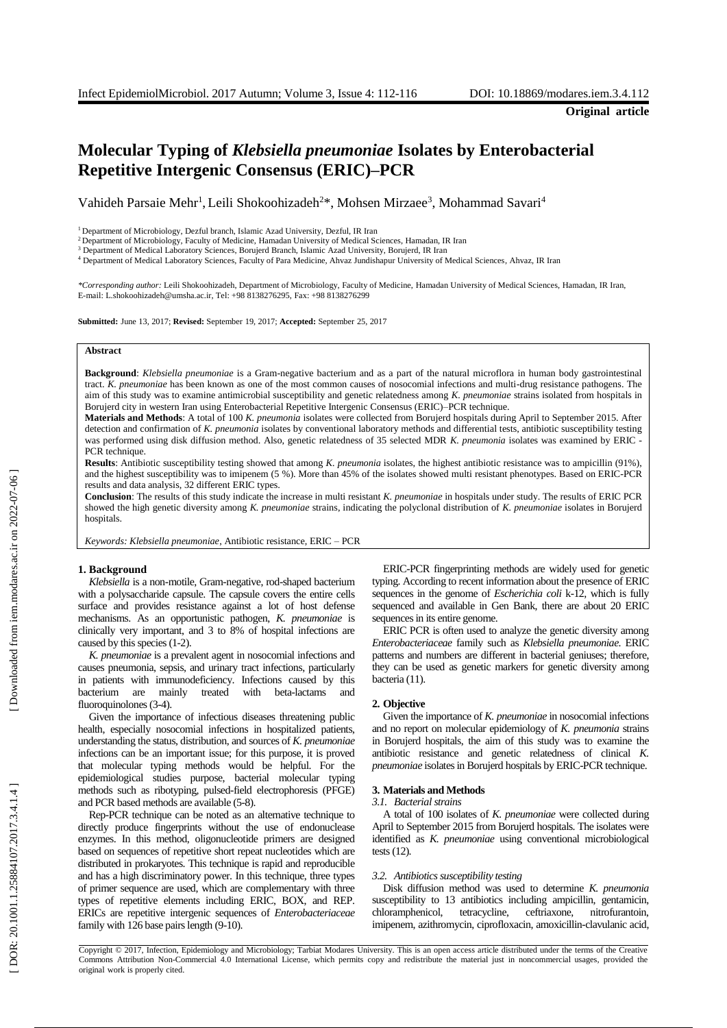**Original article**

# Molecular Typing of *Klebsiella pneumoniae* Isolates by Enterobacterial Repetitive Intergenic Consensus (ERIC)–PCR

Vahideh Parsaie Mehr[1], Leili Shokoohizadeh[2]*, Mohsen Mirzaee[3], Mohammad Savari[4]

[1] Department of Microbiology, Dezful branch, Islamic Azad University, Dezful, IR Iran
[2] Department of Microbiology, Faculty of Medicine, Hamadan University of Medical Sciences, Hamadan, IR Iran
[3] Department of Medical Laboratory Sciences, Borujerd Branch, Islamic Azad University, Borujerd, IR Iran
[4] Department of Medical Laboratory Sciences, Faculty of Para Medicine, Ahvaz Jundishapur University of Medical Sciences, Ahvaz, IR Iran

*\*Corresponding author:* Leili Shokoohizadeh, Department of Microbiology, Faculty of Medicine, Hamadan University of Medical Sciences, Hamadan, IR Iran, E-mail: L.shokoohizadeh@umsha.ac.ir, Tel: +98 8138276295, Fax: +98 8138276299

**Submitted:** June 13, 2017; **Revised:** September 19, 2017; **Accepted:** September 25, 2017

**Abstract**

**Background**: *Klebsiella pneumoniae* is a Gram-negative bacterium and as a part of the natural microflora in human body gastrointestinal tract. *K. pneumoniae* has been known as one of the most common causes of nosocomial infections and multi-drug resistance pathogens. The aim of this study was to examine antimicrobial susceptibility and genetic relatedness among *K. pneumoniae* strains isolated from hospitals in Borujerd city in western Iran using Enterobacterial Repetitive Intergenic Consensus (ERIC)–PCR technique.

**Materials and Methods**: A total of 100 *K. pneumonia* isolates were collected from Borujerd hospitals during April to September 2015. After detection and confirmation of *K. pneumonia* isolates by conventional laboratory methods and differential tests, antibiotic susceptibility testing was performed using disk diffusion method. Also, genetic relatedness of 35 selected MDR *K. pneumonia* isolates was examined by ERIC - PCR technique.

**Results**: Antibiotic susceptibility testing showed that among *K. pneumonia* isolates, the highest antibiotic resistance was to ampicillin (91%), and the highest susceptibility was to imipenem (5 %). More than 45% of the isolates showed multi resistant phenotypes. Based on ERIC-PCR results and data analysis, 32 different ERIC types.

**Conclusion**: The results of this study indicate the increase in multi resistant *K. pneumoniae* in hospitals under study. The results of ERIC PCR showed the high genetic diversity among *K. pneumoniae* strains, indicating the polyclonal distribution of *K. pneumoniae* isolates in Borujerd hospitals.

*Keywords: Klebsiella pneumoniae*, Antibiotic resistance, ERIC – PCR

## 1. Background

*Klebsiella* is a non-motile, Gram-negative, rod-shaped bacterium with a polysaccharide capsule. The capsule covers the entire cells surface and provides resistance against a lot of host defense mechanisms. As an opportunistic pathogen, *K. pneumoniae* is clinically very important, and 3 to 8% of hospital infections are caused by this species (1-2).

*K. pneumoniae* is a prevalent agent in nosocomial infections and causes pneumonia, sepsis, and urinary tract infections, particularly in patients with immunodeficiency. Infections caused by this bacterium are mainly treated with beta-lactams and fluoroquinolones (3-4).

Given the importance of infectious diseases threatening public health, especially nosocomial infections in hospitalized patients, understanding the status, distribution, and sources of *K. pneumoniae* infections can be an important issue; for this purpose, it is proved that molecular typing methods would be helpful. For the epidemiological studies purpose, bacterial molecular typing methods such as ribotyping, pulsed-field electrophoresis (PFGE) and PCR based methods are available (5-8).

Rep-PCR technique can be noted as an alternative technique to directly produce fingerprints without the use of endonuclease enzymes. In this method, oligonucleotide primers are designed based on sequences of repetitive short repeat nucleotides which are distributed in prokaryotes. This technique is rapid and reproducible and has a high discriminatory power. In this technique, three types of primer sequence are used, which are complementary with three types of repetitive elements including ERIC, BOX, and REP. ERICs are repetitive intergenic sequences of *Enterobacteriaceae* family with 126 base pairs length (9-10).

ERIC-PCR fingerprinting methods are widely used for genetic typing. According to recent information about the presence of ERIC sequences in the genome of *Escherichia coli* k-12, which is fully sequenced and available in Gen Bank, there are about 20 ERIC sequences in its entire genome.

ERIC PCR is often used to analyze the genetic diversity among *Enterobacteriaceae* family such as *Klebsiella pneumoniae.* ERIC patterns and numbers are different in bacterial geniuses; therefore, they can be used as genetic markers for genetic diversity among bacteria (11).

## 2. Objective

Given the importance of *K. pneumoniae* in nosocomial infections and no report on molecular epidemiology of *K. pneumonia* strains in Borujerd hospitals, the aim of this study was to examine the antibiotic resistance and genetic relatedness of clinical *K. pneumoniae* isolates in Borujerd hospitals by ERIC-PCR technique.

## 3. Materials and Methods

### *3.1. Bacterial strains*

A total of 100 isolates of *K. pneumoniae* were collected during April to September 2015 from Borujerd hospitals. The isolates were identified as *K. pneumoniae* using conventional microbiological tests (12).

### *3.2. Antibiotics susceptibility testing*

Disk diffusion method was used to determine *K. pneumonia* susceptibility to 13 antibiotics including ampicillin, gentamicin, chloramphenicol, tetracycline, ceftriaxone, nitrofurantoin, imipenem, azithromycin, ciprofloxacin, amoxicillin-clavulanic acid,

Copyright © 2017, Infection, Epidemiology and Microbiology; Tarbiat Modares University. This is an open access article distributed under the terms of the Creative Commons Attribution Non-Commercial 4.0 International License, which permits copy and redistribute the material just in noncommercial usages, provided the original work is properly cited.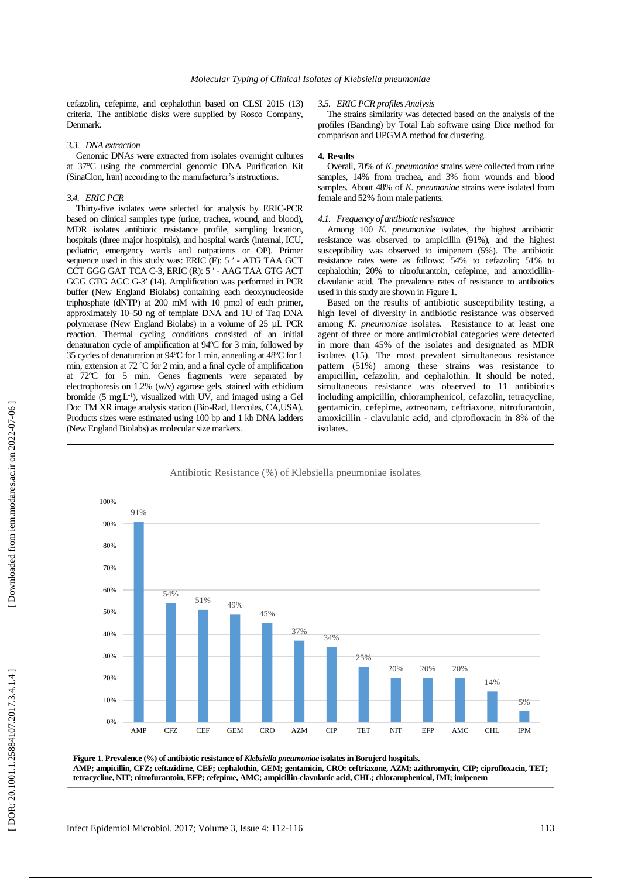cefazolin, cefepime, and cephalothin based on CLSI 2015 (13) criteria. The antibiotic disks were supplied by Rosco Company, Denmark.

### 3.3. DNA extraction

Genomic DNAs were extracted from isolates overnight cultures at 37°C using the commercial genomic DNA Purification Kit (SinaClon, Iran) according to the manufacturer's instructions.

### 3.4. ERIC PCR

Thirty-five isolates were selected for analysis by ERIC-PCR based on clinical samples type (urine, trachea, wound, and blood), MDR isolates antibiotic resistance profile, sampling location, hospitals (three major hospitals), and hospital wards (internal, ICU, pediatric, emergency wards and outpatients or OP). Primer sequence used in this study was: ERIC (F): 5 ′ - ATG TAA GCT CCT GGG GAT TCA C-3, ERIC (R): 5 ′ - AAG TAA GTG ACT GGG GTG AGC G-3′ (14). Amplification was performed in PCR buffer (New England Biolabs) containing each deoxynucleoside triphosphate (dNTP) at 200 mM with 10 pmol of each primer, approximately 10–50 ng of template DNA and 1U of Taq DNA polymerase (New England Biolabs) in a volume of 25 µL PCR reaction. Thermal cycling conditions consisted of an initial denaturation cycle of amplification at 94ºC for 3 min, followed by 35 cycles of denaturation at 94ºC for 1 min, annealing at 48ºC for 1 min, extension at 72 ºC for 2 min, and a final cycle of amplification at 72ºC for 5 min. Genes fragments were separated by electrophoresis on 1.2% (w/v) agarose gels, stained with ethidium bromide (5 mg.L$^{-1}$), visualized with UV, and imaged using a Gel Doc TM XR image analysis station (Bio-Rad, Hercules, CA,USA). Products sizes were estimated using 100 bp and 1 kb DNA ladders (New England Biolabs) as molecular size markers.

### 3.5. ERIC PCR profiles Analysis

The strains similarity was detected based on the analysis of the profiles (Banding) by Total Lab software using Dice method for comparison and UPGMA method for clustering.

## 4. Results

Overall, 70% of *K. pneumoniae* strains were collected from urine samples, 14% from trachea, and 3% from wounds and blood samples. About 48% of *K. pneumoniae* strains were isolated from female and 52% from male patients.

### 4.1. Frequency of antibiotic resistance

Among 100 *K. pneumoniae* isolates, the highest antibiotic resistance was observed to ampicillin (91%), and the highest susceptibility was observed to imipenem (5%). The antibiotic resistance rates were as follows: 54% to cefazolin; 51% to cephalothin; 20% to nitrofurantoin, cefepime, and amoxicillin-clavulanic acid. The prevalence rates of resistance to antibiotics used in this study are shown in Figure 1.

Based on the results of antibiotic susceptibility testing, a high level of diversity in antibiotic resistance was observed among *K. pneumoniae* isolates. Resistance to at least one agent of three or more antimicrobial categories were detected in more than 45% of the isolates and designated as MDR isolates (15). The most prevalent simultaneous resistance pattern (51%) among these strains was resistance to ampicillin, cefazolin, and cephalothin. It should be noted, simultaneous resistance was observed to 11 antibiotics including ampicillin, chloramphenicol, cefazolin, tetracycline, gentamicin, cefepime, aztreonam, ceftriaxone, nitrofurantoin, amoxicillin - clavulanic acid, and ciprofloxacin in 8% of the isolates.

Antibiotic Resistance (%) of Klebsiella pneumoniae isolates

| Antibiotic | Resistance (%) |
|---|---|
| AMP | 91% |
| CFZ | 54% |
| CEF | 51% |
| GEM | 49% |
| CRO | 45% |
| AZM | 37% |
| CIP | 34% |
| TET | 25% |
| NIT | 20% |
| EFP | 20% |
| AMC | 20% |
| CHL | 14% |
| IPM | 5% |

**Figure 1. Prevalence (%) of antibiotic resistance of *Klebsiella pneumoniae* isolates in Borujerd hospitals.**
**AMP; ampicillin, CFZ; ceftazidime, CEF; cephalothin, GEM; gentamicin, CRO: ceftriaxone, AZM; azithromycin, CIP; ciprofloxacin, TET; tetracycline, NIT; nitrofurantoin, EFP; cefepime, AMC; ampicillin-clavulanic acid, CHL; chloramphenicol, IMI; imipenem**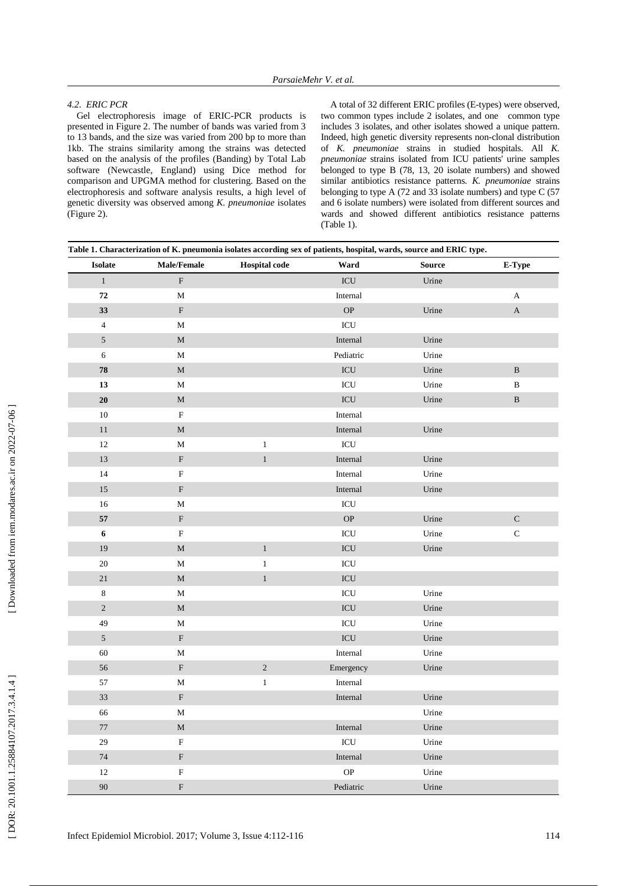#### 4.2. ERIC PCR

Gel electrophoresis image of ERIC-PCR products is presented in Figure 2. The number of bands was varied from 3 to 13 bands, and the size was varied from 200 bp to more than 1kb. The strains similarity among the strains was detected based on the analysis of the profiles (Banding) by Total Lab software (Newcastle, England) using Dice method for comparison and UPGMA method for clustering. Based on the electrophoresis and software analysis results, a high level of genetic diversity was observed among *K. pneumoniae* isolates (Figure 2).

A total of 32 different ERIC profiles (E-types) were observed, two common types include 2 isolates, and one common type includes 3 isolates, and other isolates showed a unique pattern. Indeed, high genetic diversity represents non-clonal distribution of *K. pneumoniae* strains in studied hospitals. All *K. pneumoniae* strains isolated from ICU patients' urine samples belonged to type B (78, 13, 20 isolate numbers) and showed similar antibiotics resistance patterns. *K. pneumoniae* strains belonging to type A (72 and 33 isolate numbers) and type C (57 and 6 isolate numbers) were isolate from different sources and wards and showed different antibiotics resistance patterns (Table 1).

**Table 1. Characterization of K. pneumonia isolates according sex of patients, hospital, wards, source and ERIC type.**

| Isolate | Male/Female | Hospital code | Ward | Source | E-Type |
|---|---|---|---|---|---|
| 1 | F | | ICU | Urine | |
| **72** | M | | Internal | | A |
| **33** | F | | OP | Urine | A |
| 4 | M | | ICU | | |
| 5 | M | | Internal | Urine | |
| 6 | M | | Pediatric | Urine | |
| **78** | M | | ICU | Urine | B |
| **13** | M | | ICU | Urine | B |
| **20** | M | | ICU | Urine | B |
| 10 | F | | Internal | | |
| 11 | M | | Internal | Urine | |
| 12 | M | 1 | ICU | | |
| 13 | F | 1 | Internal | Urine | |
| 14 | F | | Internal | Urine | |
| 15 | F | | Internal | Urine | |
| 16 | M | | ICU | | |
| **57** | F | | OP | Urine | C |
| **6** | F | | ICU | Urine | C |
| 19 | M | 1 | ICU | Urine | |
| 20 | M | 1 | ICU | | |
| 21 | M | 1 | ICU | | |
| 8 | M | | ICU | Urine | |
| 2 | M | | ICU | Urine | |
| 49 | M | | ICU | Urine | |
| 5 | F | | ICU | Urine | |
| 60 | M | | Internal | Urine | |
| 56 | F | 2 | Emergency | Urine | |
| 57 | M | 1 | Internal | | |
| 33 | F | | Internal | Urine | |
| 66 | M | | | Urine | |
| 77 | M | | Internal | Urine | |
| 29 | F | | ICU | Urine | |
| 74 | F | | Internal | Urine | |
| 12 | F | | OP | Urine | |
| 90 | F | | Pediatric | Urine | |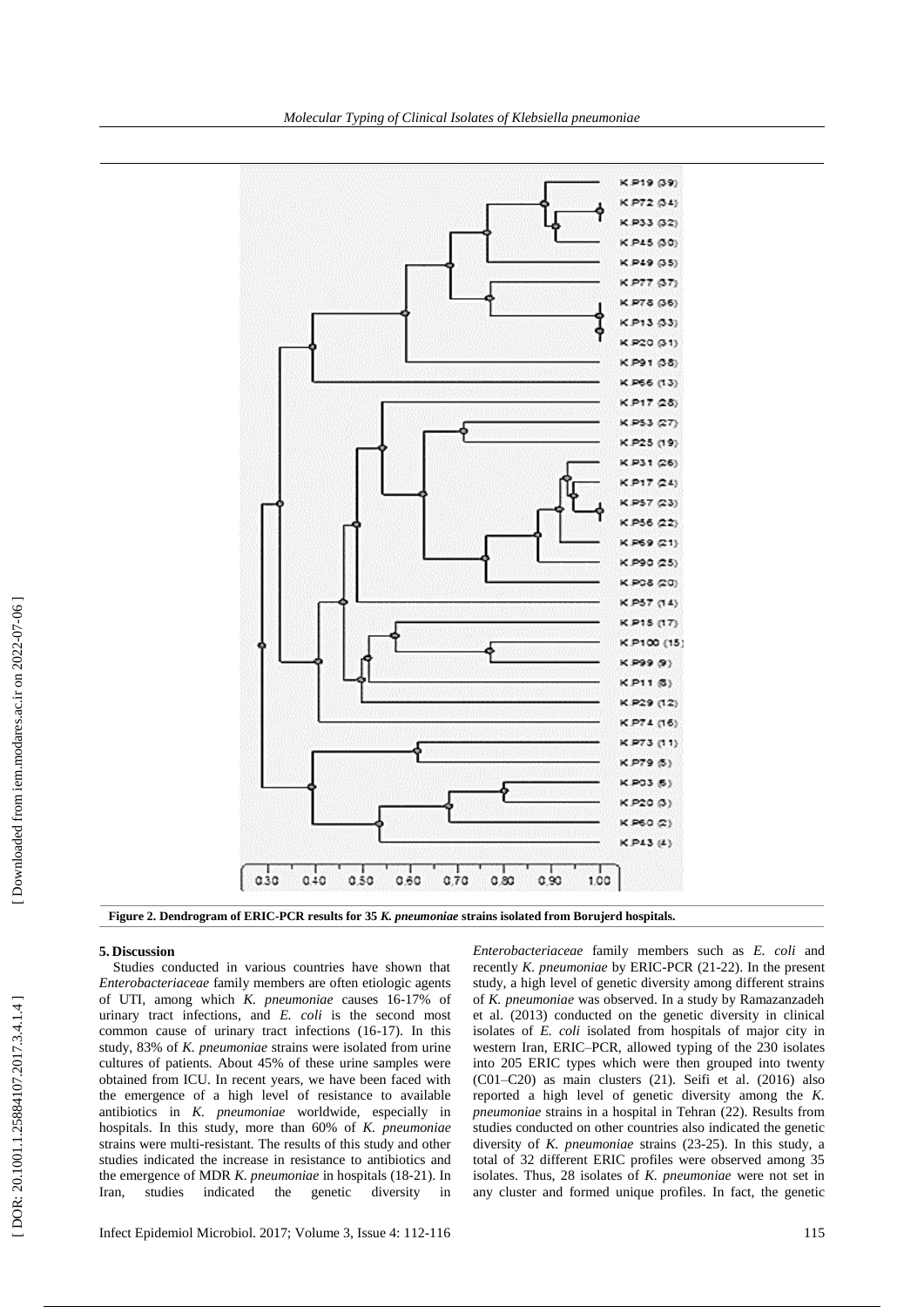Figure 2. Dendrogram of ERIC-PCR results for 35 *K. pneumoniae* strains isolated from Borujerd hospitals.

## 5. Discussion

Studies conducted in various countries have shown that *Enterobacteriaceae* family members are often etiologic agents of UTI, among which *K. pneumoniae* causes 16-17% of urinary tract infections, and *E. coli* is the second most common cause of urinary tract infections (16-17). In this study, 83% of *K. pneumoniae* strains were isolated from urine cultures of patients. About 45% of these urine samples were obtained from ICU. In recent years, we have been faced with the emergence of a high level of resistance to available antibiotics in *K. pneumoniae* worldwide, especially in hospitals. In this study, more than 60% of *K. pneumoniae* strains were multi-resistant. The results of this study and other studies indicated the increase in resistance to antibiotics and the emergence of MDR *K. pneumoniae* in hospitals (18-21). In Iran, studies indicated the genetic diversity in *Enterobacteriaceae* family members such as *E. coli* and recently *K. pneumoniae* by ERIC-PCR (21-22). In the present study, a high level of genetic diversity among different strains of *K. pneumoniae* was observed. In a study by Ramazanzadeh et al. (2013) conducted on the genetic diversity in clinical isolates of *E. coli* isolated from hospitals of major city in western Iran, ERIC–PCR, allowed typing of the 230 isolates into 205 ERIC types which were then grouped into twenty (C01–C20) as main clusters (21). Seifi et al. (2016) also reported a high level of genetic diversity among the *K. pneumoniae* strains in a hospital in Tehran (22). Results from studies conducted on other countries also indicated the genetic diversity of *K. pneumoniae* strains (23-25). In this study, a total of 32 different ERIC profiles were observed among 35 isolates. Thus, 28 isolates of *K. pneumoniae* were not set in any cluster and formed unique profiles. In fact, the genetic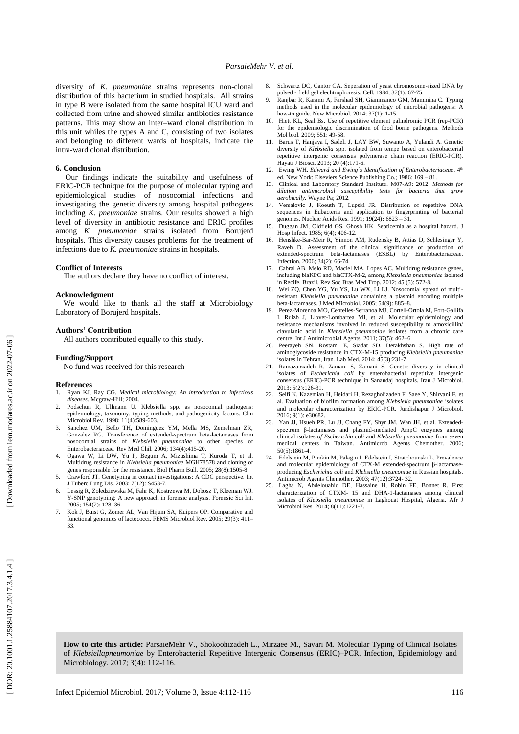diversity of *K. pneumoniae* strains represents non-clonal distribution of this bacterium in studied hospitals. All strains in type B were isolated from the same hospital ICU ward and collected from urine and showed similar antibiotics resistance patterns. This may show an inter–ward clonal distribution in this unit whiles the types A and C, consisting of two isolates and belonging to different wards of hospitals, indicate the intra-ward clonal distribution.

### 6. Conclusion

Our findings indicate the suitability and usefulness of ERIC-PCR technique for the purpose of molecular typing and epidemiological studies of nosocomial infections and investigating the genetic diversity among hospital pathogens including *K. pneumoniae* strains. Our results showed a high level of diversity in antibiotic resistance and ERIC profiles among *K. pneumoniae* strains isolated from Borujerd hospitals. This diversity causes problems for the treatment of infections due to *K. pneumoniae* strains in hospitals.

#### Conflict of Interests

The authors declare they have no conflict of interest.

#### Acknowledgment

We would like to thank all the staff at Microbiology Laboratory of Borujerd hospitals.

#### Authors' Contribution

All authors contributed equally to this study.

#### Funding/Support

No fund was received for this research

#### References

1. Ryan KJ, Ray CG. *Medical microbiology: An introduction to infectious diseases*. Mcgraw-Hill; 2004.
2. Podschun R, Ullmann U. Klebsiella spp. as nosocomial pathogens: epidemiology, taxonomy, typing methods, and pathogenicity factors. Clin Microbiol Rev. 1998; 11(4):589-603.
3. Sanchez UM, Bello TH, Dominguez YM, Mella MS, Zemelman ZR, Gonzalez RG. Transference of extended-spectrum beta-lactamases from nosocomial strains of *Klebsiella pneumoniae* to other species of Enterobacteriaceae. Rev Med Chil. 2006; 134(4):415-20.
4. Ogawa W, Li DW, Yu P, Begum A, Mizushima T, Kuroda T, et al. Multidrug resistance in *Klebsiella pneumoniae* MGH78578 and cloning of genes responsible for the resistance. Biol Pharm Bull. 2005; 28(8):1505-8.
5. Crawford JT. Genotyping in contact investigations: A CDC perspective. Int J Tuberc Lung Dis. 2003; 7(12): S453-7.
6. Lessig R, Zoledziewska M, Fahr K, Kostrzewa M, Dobosz T, Kleeman WJ. Y-SNP genotyping: A new approach in forensic analysis. Forensic Sci Int. 2005; 154(2): 128–36.
7. Kok J, Buist G, Zomer AL, Van Hijum SA, Kuipers OP. Comparative and functional genomics of lactococci. FEMS Microbiol Rev. 2005; 29(3): 411–33.
8. Schwartz DC, Cantor CA. Seperation of yeast chromosome-sized DNA by pulsed - field gel elechtrophoresis. Cell. 1984; 37(1): 67-75.
9. Ranjbar R, Karami A, Farshad SH, Giammanco GM, Mammina C. Typing methods used in the molecular epidemiology of microbial pathogens: A how-to guide. New Microbiol. 2014; 37(1): 1-15.
10. Hiett KL, Seal Bs. Use of repetitive element palindromic PCR (rep-PCR) for the epidemiologic discrimination of food borne pathogens. Methods Mol biol. 2009; 551: 49-58.
11. Barus T, Hanjaya I, Sadeli J, LAY BW, Suwanto A, Yulandi A. Genetic diversity of *Klebsiella* spp. isolated from tempe based on enterobacterial repetitive intergenic consensus polymerase chain reaction (ERIC-PCR). Hayati J Biosci. 2013; 20 (4):171-6.
12. Ewing WH. *Edward and Ewing`s Identification of Enterobacteriaceae*. 4th ed. New York: Elseviers Science Publishing Co.; 1986: 169 – 81.
13. Clinical and Laboratory Standard Institute. M07-A9: 2012. *Methods for dilution antimicrobial susceptibility tests for bacteria that grow aerobically.* Wayne Pa; 2012.
14. Versalovic J, Koeuth T, Lupski JR. Distribution of repetitive DNA sequences in Eubacteria and application to fingerprinting of bacterial genomes. Nucleic Acids Res. 1991; 19(24): 6823 – 31.
15. Duggan JM, Oldfield GS, Ghosh HK. Septicemia as a hospital hazard. J Hosp Infect. 1985; 6(4); 406-12.
16. Henshke-Bar-Meir R, Yinnon AM, Rudensky B, Attias D, Schlesinger Y, Raveh D. Assessment of the clinical significance of production of extended-spectrum beta-lactamases (ESBL) by Enterobacteriaceae. Infection. 2006; 34(2): 66-74.
17. Cabral AB, Melo RD, Maciel MA, Lopes AC. Multidrug resistance genes, including blaKPC and blaCTX-M-2, among *Klebsiella pneumoniae* isolated in Recife, Brazil. Rev Soc Bras Med Trop. 2012; 45 (5): 572-8.
18. Wei ZQ, Chen YG, Yu YS, Lu WX, Li LJ. Nosocomial spread of multi-resistant *Klebsiella pneumoniae* containing a plasmid encoding multiple beta-lactamases. J Med Microbiol. 2005; 54(9): 885–8.
19. Perez-Morenoa MO, Centelles-Serranoa MJ, Cortell-Ortola M, Fort-Gallifa I, Ruizb J, Llovet-Lombartea MI, et al. Molecular epidemiology and resistance mechanisms involved in reduced susceptibility to amoxicillin/ clavulanic acid in *Klebsiella pneumoniae* isolates from a chronic care centre. Int J Antimicrobial Agents. 2011; 37(5): 462–6.
20. Peerayeh SN, Rostami E, Siadat SD, Derakhshan S. High rate of aminoglycoside resistance in CTX-M-15 producing *Klebsiella pneumoniae* isolates in Tehran, Iran. Lab Med. 2014; 45(3):231-7
21. Ramazanzadeh R, Zamani S, Zamani S. Genetic diversity in clinical isolates of *Escherichia coli* by enterobacterial repetitive intergenic consensus (ERIC)-PCR technique in Sanandaj hospitals. Iran J Microbiol. 2013; 5(2):126-31.
22. Seifi K, Kazemian H, Heidari H, Rezagholizadeh F, Saee Y, Shirvani F, et al. Evaluation of biofilm formation among *Klebsiella pneumoniae* isolates and molecular characterization by ERIC-PCR. Jundishapur J Microbiol. 2016; 9(1): e30682.
23. Yan JJ, Hsueh PR, Lu JJ, Chang FY, Shyr JM, Wan JH, et al. Extended-spectrum β-lactamases and plasmid-mediated AmpC enzymes among clinical isolates *of Escherichia coli* and *Klebsiella pneumoniae* from seven medical centers in Taiwan. Antimicrob Agents Chemother. 2006; 50(5):1861-4.
24. Edelstein M, Pimkin M, Palagin I, Edelstein I, Stratchounski L. Prevalence and molecular epidemiology of CTX-M extended-spectrum β-lactamase-producing *Escherichia coli* and *Klebsiella pneumoniae* in Russian hospitals. Antimicrob Agents Chemother. 2003; 47(12):3724- 32.
25. Lagha N, Abdelouahid DE, Hassaine H, Robin FE, Bonnet R. First characterization of CTXM- 15 and DHA-1-lactamases among clinical isolates of *Klebsiella pneumoniae* in Laghouat Hospital, Algeria. Afr J Microbiol Res. 2014; 8(11):1221-7.

**How to cite this article:** ParsaieMehr V., Shokoohizadeh L., Mirzaee M., Savari M. Molecular Typing of Clinical Isolates of *Klebsiellapneumoniae* by Enterobacterial Repetitive Intergenic Consensus (ERIC)–PCR. Infection, Epidemiology and Microbiology. 2017; 3(4): 112-116.